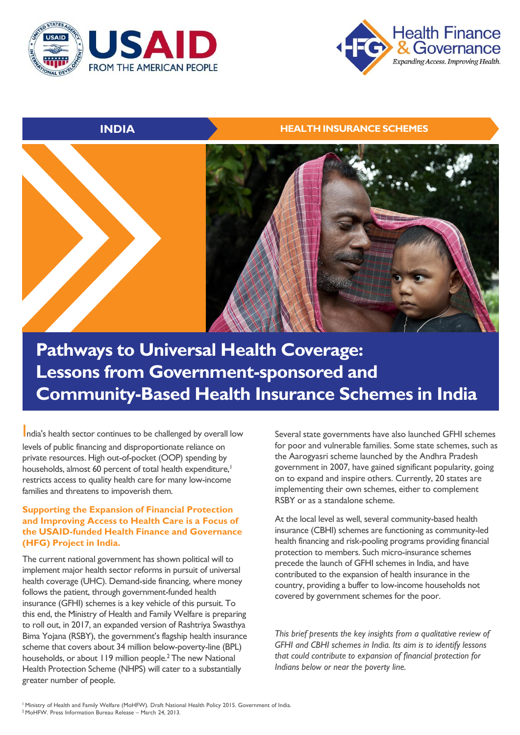INDIA

HEALTH INSURANCE SCHEMES

# Pathways to Universal Health Coverage: Lessons from Government-sponsored and Community-Based Health Insurance Schemes in India

India's health sector continues to be challenged by overall low levels of public financing and disproportionate reliance on private resources. High out-of-pocket (OOP) spending by households, almost 60 percent of total health expenditure,[1] restricts access to quality health care for many low-income families and threatens to impoverish them.

### Supporting the Expansion of Financial Protection and Improving Access to Health Care is a Focus of the USAID-funded Health Finance and Governance (HFG) Project in India.

The current national government has shown political will to implement major health sector reforms in pursuit of universal health coverage (UHC). Demand-side financing, where money follows the patient, through government-funded health insurance (GFHI) schemes is a key vehicle of this pursuit. To this end, the Ministry of Health and Family Welfare is preparing to roll out, in 2017, an expanded version of Rashtriya Swasthya Bima Yojana (RSBY), the government's flagship health insurance scheme that covers about 34 million below-poverty-line (BPL) households, or about 119 million people.[2] The new National Health Protection Scheme (NHPS) will cater to a substantially greater number of people.

Several state governments have also launched GFHI schemes for poor and vulnerable families. Some state schemes, such as the Aarogyasri scheme launched by the Andhra Pradesh government in 2007, have gained significant popularity, going on to expand and inspire others. Currently, 20 states are implementing their own schemes, either to complement RSBY or as a standalone scheme.

At the local level as well, several community-based health insurance (CBHI) schemes are functioning as community-led health financing and risk-pooling programs providing financial protection to members. Such micro-insurance schemes precede the launch of GFHI schemes in India, and have contributed to the expansion of health insurance in the country, providing a buffer to low-income households not covered by government schemes for the poor.

*This brief presents the key insights from a qualitative review of GFHI and CBHI schemes in India. Its aim is to identify lessons that could contribute to expansion of financial protection for Indians below or near the poverty line.*

[1] Ministry of Health and Family Welfare (MoHFW). Draft National Health Policy 2015. Government of India.
[2] MoHFW. Press Information Bureau Release – March 24, 2013.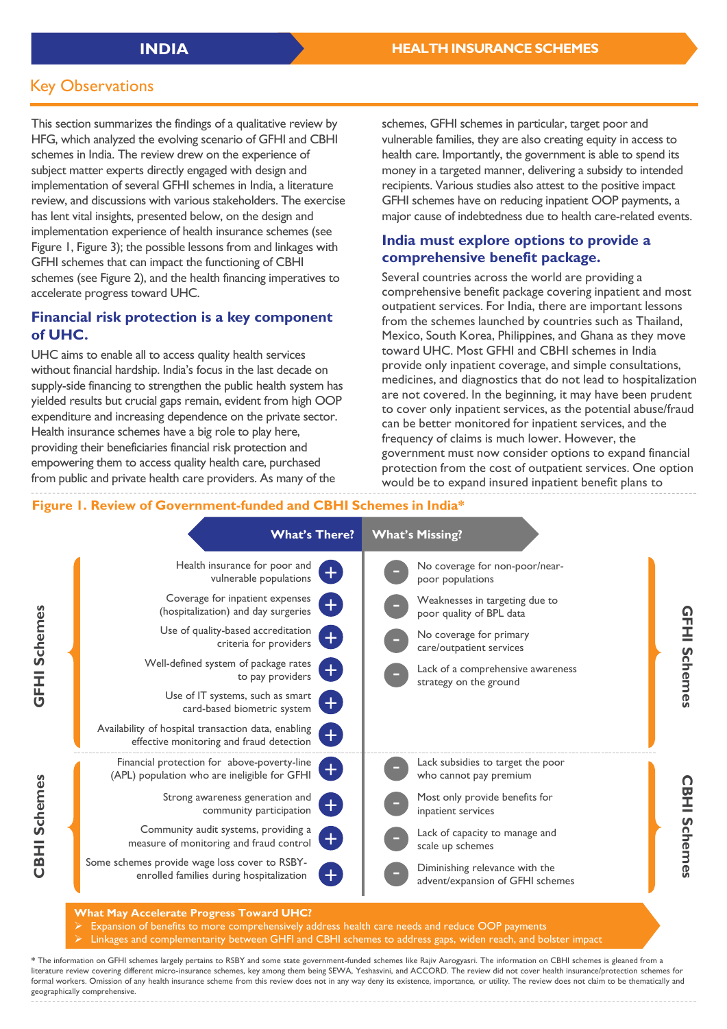## Key Observations

This section summarizes the findings of a qualitative review by HFG, which analyzed the evolving scenario of GFHI and CBHI schemes in India. The review drew on the experience of subject matter experts directly engaged with design and implementation of several GFHI schemes in India, a literature review, and discussions with various stakeholders. The exercise has lent vital insights, presented below, on the design and implementation experience of health insurance schemes (see Figure 1, Figure 3); the possible lessons from and linkages with GFHI schemes that can impact the functioning of CBHI schemes (see Figure 2), and the health financing imperatives to accelerate progress toward UHC.

### Financial risk protection is a key component of UHC.

UHC aims to enable all to access quality health services without financial hardship. India's focus in the last decade on supply-side financing to strengthen the public health system has yielded results but crucial gaps remain, evident from high OOP expenditure and increasing dependence on the private sector. Health insurance schemes have a big role to play here, providing their beneficiaries financial risk protection and empowering them to access quality health care, purchased from public and private health care providers. As many of the schemes, GFHI schemes in particular, target poor and vulnerable families, they are also creating equity in access to health care. Importantly, the government is able to spend its money in a targeted manner, delivering a subsidy to intended recipients. Various studies also attest to the positive impact GFHI schemes have on reducing inpatient OOP payments, a major cause of indebtedness due to health care-related events.

### India must explore options to provide a comprehensive benefit package.

Several countries across the world are providing a comprehensive benefit package covering inpatient and most outpatient services. For India, there are important lessons from the schemes launched by countries such as Thailand, Mexico, South Korea, Philippines, and Ghana as they move toward UHC. Most GFHI and CBHI schemes in India provide only inpatient coverage, and simple consultations, medicines, and diagnostics that do not lead to hospitalization are not covered. In the beginning, it may have been prudent to cover only inpatient services, as the potential abuse/fraud can be better monitored for inpatient services, and the frequency of claims is much lower. However, the government must now consider options to expand financial protection from the cost of outpatient services. One option would be to expand insured inpatient benefit plans to

**Figure 1. Review of Government-funded and CBHI Schemes in India***

| | What's There? | What's Missing? |
|---|---|---|
| **GFHI Schemes** | + Health insurance for poor and vulnerable populations | - No coverage for non-poor/near-poor populations |
| | + Coverage for inpatient expenses (hospitalization) and day surgeries | - Weaknesses in targeting due to poor quality of BPL data |
| | + Use of quality-based accreditation criteria for providers | - No coverage for primary care/outpatient services |
| | + Well-defined system of package rates to pay providers | - Lack of a comprehensive awareness strategy on the ground |
| | + Use of IT systems, such as smart card-based biometric system | |
| | + Availability of hospital transaction data, enabling effective monitoring and fraud detection | |
| **CBHI Schemes** | + Financial protection for above-poverty-line (APL) population who are ineligible for GFHI | - Lack subsidies to target the poor who cannot pay premium |
| | + Strong awareness generation and community participation | - Most only provide benefits for inpatient services |
| | + Community audit systems, providing a measure of monitoring and fraud control | - Lack of capacity to manage and scale up schemes |
| | + Some schemes provide wage loss cover to RSBY-enrolled families during hospitalization | - Diminishing relevance with the advent/expansion of GFHI schemes |

**What May Accelerate Progress Toward UHC?**

- Expansion of benefits to more comprehensively address health care needs and reduce OOP payments
- Linkages and complementarity between GFHI and CBHI schemes to address gaps, widen reach, and bolster impact

* The information on GFHI schemes largely pertains to RSBY and some state government-funded schemes like Rajiv Aarogyasri. The information on CBHI schemes is gleaned from a literature review covering different micro-insurance schemes, key among them being SEWA, Yeshasvini, and ACCORD. The review did not cover health insurance/protection schemes for formal workers. Omission of any health insurance scheme from this review does not in any way deny its existence, importance, or utility. The review does not claim to be thematically and geographically comprehensive.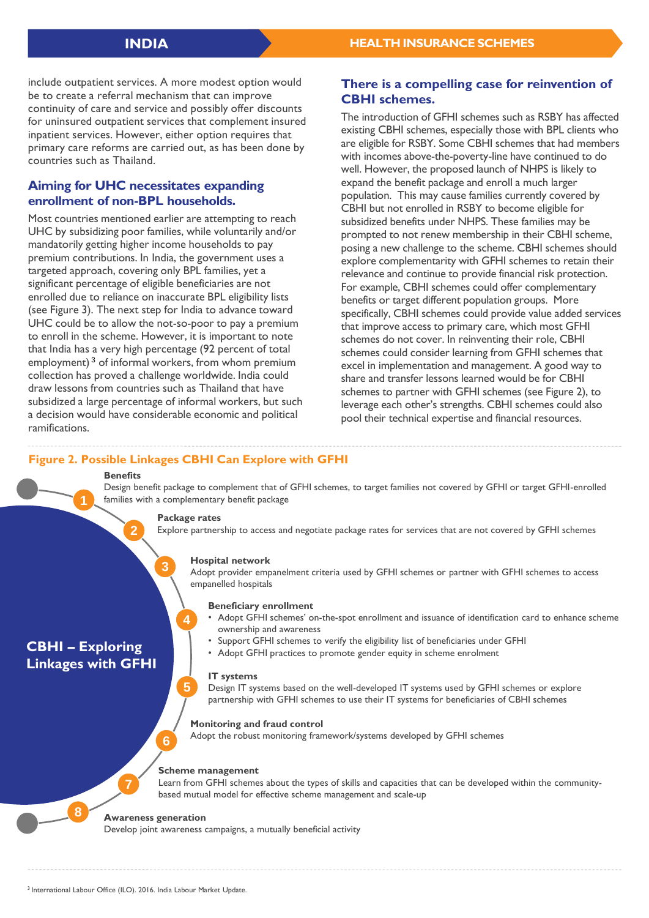include outpatient services. A more modest option would be to create a referral mechanism that can improve continuity of care and service and possibly offer discounts for uninsured outpatient services that complement insured inpatient services. However, either option requires that primary care reforms are carried out, as has been done by countries such as Thailand.

## Aiming for UHC necessitates expanding enrollment of non-BPL households.

Most countries mentioned earlier are attempting to reach UHC by subsidizing poor families, while voluntarily and/or mandatorily getting higher income households to pay premium contributions. In India, the government uses a targeted approach, covering only BPL families, yet a significant percentage of eligible beneficiaries are not enrolled due to reliance on inaccurate BPL eligibility lists (see Figure 3). The next step for India to advance toward UHC could be to allow the not-so-poor to pay a premium to enroll in the scheme. However, it is important to note that India has a very high percentage (92 percent of total employment)[3] of informal workers, from whom premium collection has proved a challenge worldwide. India could draw lessons from countries such as Thailand that have subsidized a large percentage of informal workers, but such a decision would have considerable economic and political ramifications.

## There is a compelling case for reinvention of CBHI schemes.

The introduction of GFHI schemes such as RSBY has affected existing CBHI schemes, especially those with BPL clients who are eligible for RSBY. Some CBHI schemes that had members with incomes above-the-poverty-line have continued to do well. However, the proposed launch of NHPS is likely to expand the benefit package and enroll a much larger population. This may cause families currently covered by CBHI but not enrolled in RSBY to become eligible for subsidized benefits under NHPS. These families may be prompted to not renew membership in their CBHI scheme, posing a new challenge to the scheme. CBHI schemes should explore complementarity with GFHI schemes to retain their relevance and continue to provide financial risk protection. For example, CBHI schemes could offer complementary benefits or target different population groups. More specifically, CBHI schemes could provide value added services that improve access to primary care, which most GFHI schemes do not cover. In reinventing their role, CBHI schemes could consider learning from GFHI schemes that excel in implementation and management. A good way to share and transfer lessons learned would be for CBHI schemes to partner with GFHI schemes (see Figure 2), to leverage each other's strengths. CBHI schemes could also pool their technical expertise and financial resources.

**Figure 2. Possible Linkages CBHI Can Explore with GFHI**

**CBHI – Exploring Linkages with GFHI**

1. **Benefits**
   Design benefit package to complement that of GFHI schemes, to target families not covered by GFHI or target GFHI-enrolled families with a complementary benefit package
2. **Package rates**
   Explore partnership to access and negotiate package rates for services that are not covered by GFHI schemes
3. **Hospital network**
   Adopt provider empanelment criteria used by GFHI schemes or partner with GFHI schemes to access empanelled hospitals
4. **Beneficiary enrollment**
   - Adopt GFHI schemes' on-the-spot enrollment and issuance of identification card to enhance scheme ownership and awareness
   - Support GFHI schemes to verify the eligibility list of beneficiaries under GFHI
   - Adopt GFHI practices to promote gender equity in scheme enrolment
5. **IT systems**
   Design IT systems based on the well-developed IT systems used by GFHI schemes or explore partnership with GFHI schemes to use their IT systems for beneficiaries of CBHI schemes
6. **Monitoring and fraud control**
   Adopt the robust monitoring framework/systems developed by GFHI schemes
7. **Scheme management**
   Learn from GFHI schemes about the types of skills and capacities that can be developed within the community-based mutual model for effective scheme management and scale-up
8. **Awareness generation**
   Develop joint awareness campaigns, a mutually beneficial activity

[3] International Labour Office (ILO). 2016. India Labour Market Update.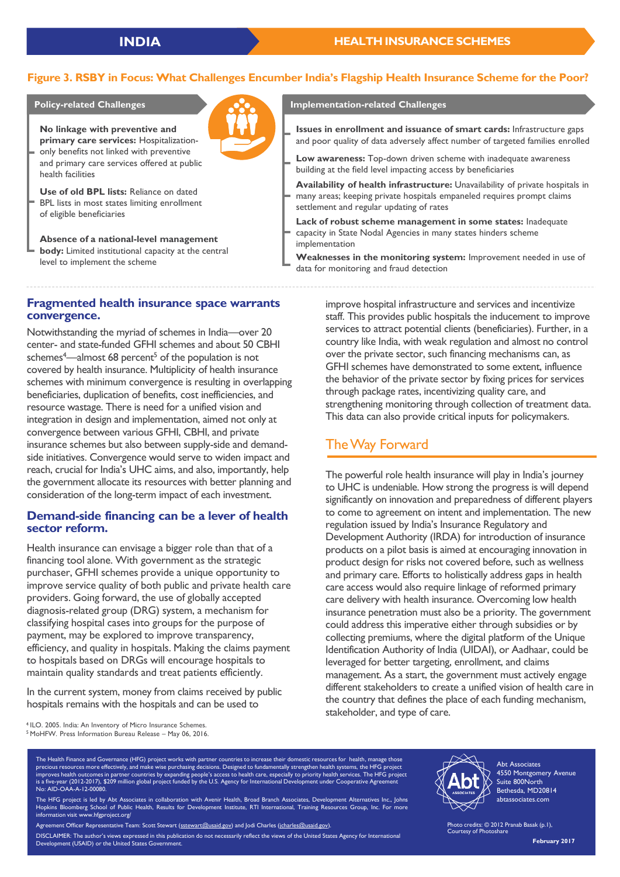**INDIA** | **HEALTH INSURANCE SCHEMES**

### Figure 3. RSBY in Focus: What Challenges Encumber India's Flagship Health Insurance Scheme for the Poor?

**Policy-related Challenges**

- **No linkage with preventive and primary care services:** Hospitalization-only benefits not linked with preventive and primary care services offered at public health facilities
- **Use of old BPL lists:** Reliance on dated BPL lists in most states limiting enrollment of eligible beneficiaries
- **Absence of a national-level management body:** Limited institutional capacity at the central level to implement the scheme

**Implementation-related Challenges**

- **Issues in enrollment and issuance of smart cards:** Infrastructure gaps and poor quality of data adversely affect number of targeted families enrolled
- **Low awareness:** Top-down driven scheme with inadequate awareness building at the field level impacting access by beneficiaries
- **Availability of health infrastructure:** Unavailability of private hospitals in many areas; keeping private hospitals empaneled requires prompt claims settlement and regular updating of rates
- **Lack of robust scheme management in some states:** Inadequate capacity in State Nodal Agencies in many states hinders scheme implementation
- **Weaknesses in the monitoring system:** Improvement needed in use of data for monitoring and fraud detection

### Fragmented health insurance space warrants convergence.

Notwithstanding the myriad of schemes in India—over 20 center- and state-funded GFHI schemes and about 50 CBHI schemes[4]—almost 68 percent[5] of the population is not covered by health insurance. Multiplicity of health insurance schemes with minimum convergence is resulting in overlapping beneficiaries, duplication of benefits, cost inefficiencies, and resource wastage. There is need for a unified vision and integration in design and implementation, aimed not only at convergence between various GFHI, CBHI, and private insurance schemes but also between supply-side and demand-side initiatives. Convergence would serve to widen impact and reach, crucial for India's UHC aims, and also, importantly, help the government allocate its resources with better planning and consideration of the long-term impact of each investment.

### Demand-side financing can be a lever of health sector reform.

Health insurance can envisage a bigger role than that of a financing tool alone. With government as the strategic purchaser, GFHI schemes provide a unique opportunity to improve service quality of both public and private health care providers. Going forward, the use of globally accepted diagnosis-related group (DRG) system, a mechanism for classifying hospital cases into groups for the purpose of payment, may be explored to improve transparency, efficiency, and quality in hospitals. Making the claims payment to hospitals based on DRGs will encourage hospitals to maintain quality standards and treat patients efficiently.

In the current system, money from claims received by public hospitals remains with the hospitals and can be used to improve hospital infrastructure and services and incentivize staff. This provides public hospitals the inducement to improve services to attract potential clients (beneficiaries). Further, in a country like India, with weak regulation and almost no control over the private sector, such financing mechanisms can, as GFHI schemes have demonstrated to some extent, influence the behavior of the private sector by fixing prices for services through package rates, incentivizing quality care, and strengthening monitoring through collection of treatment data. This data can also provide critical inputs for policymakers.

## The Way Forward

The powerful role health insurance will play in India's journey to UHC is undeniable. How strong the progress is will depend significantly on innovation and preparedness of different players to come to agreement on intent and implementation. The new regulation issued by India's Insurance Regulatory and Development Authority (IRDA) for introduction of insurance products on a pilot basis is aimed at encouraging innovation in product design for risks not covered before, such as wellness and primary care. Efforts to holistically address gaps in health care access would also require linkage of reformed primary care delivery with health insurance. Overcoming low health insurance penetration must also be a priority. The government could address this imperative either through subsidies or by collecting premiums, where the digital platform of the Unique Identification Authority of India (UIDAI), or Aadhaar, could be leveraged for better targeting, enrollment, and claims management. As a start, the government must actively engage different stakeholders to create a unified vision of health care in the country that defines the place of each funding mechanism, stakeholder, and type of care.

[4] ILO. 2005. India: An Inventory of Micro Insurance Schemes.
[5] MoHFW. Press Information Bureau Release – May 06, 2016.

The Health Finance and Governance (HFG) project works with partner countries to increase their domestic resources for health, manage those precious resources more effectively, and make wise purchasing decisions. Designed to fundamentally strengthen health systems, the HFG project improves health outcomes in partner countries by expanding people's access to health care, especially to priority health services. The HFG project is a five-year (2012-2017), $209 million global project funded by the U.S. Agency for International Development under Cooperative Agreement No: AID-OAA-A-12-00080.

The HFG project is led by Abt Associates in collaboration with Avenir Health, Broad Branch Associates, Development Alternatives Inc., Johns Hopkins Bloomberg School of Public Health, Results for Development Institute, RTI International, Training Resources Group, Inc. For more information visit www.hfgproject.org/

Agreement Officer Representative Team: Scott Stewart (sstewart@usaid.gov) and Jodi Charles (jcharles@usaid.gov).

DISCLAIMER: The author's views expressed in this publication do not necessarily reflect the views of the United States Agency for International Development (USAID) or the United States Government.

Abt Associates
4550 Montgomery Avenue
Suite 800North
Bethesda, MD20814
abtassociates.com

Photo credits: © 2012 Pranab Basak (p.1), Courtesy of Photoshare

February 2017